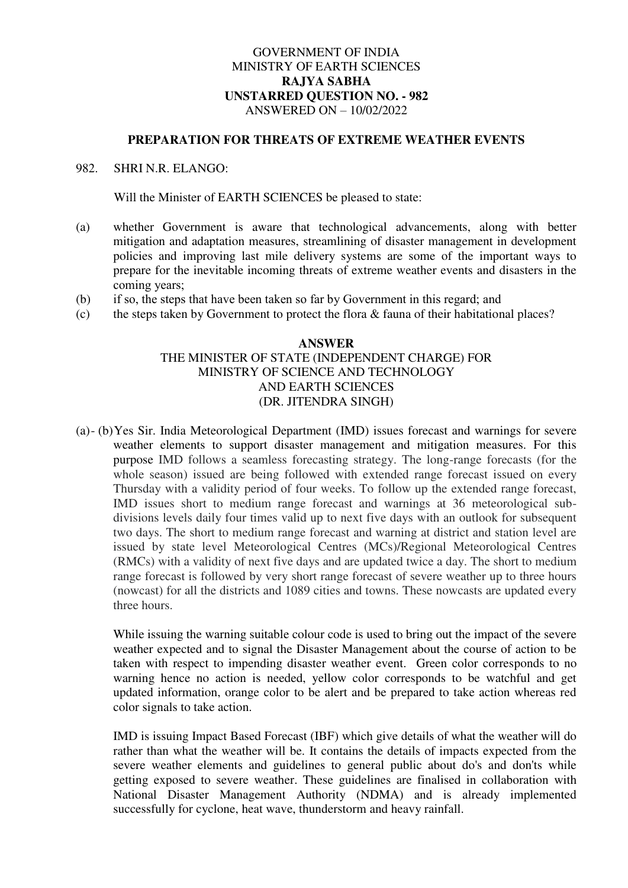GOVERNMENT OF INDIA
MINISTRY OF EARTH SCIENCES
**RAJYA SABHA**
**UNSTARRED QUESTION NO. - 982**
ANSWERED ON – 10/02/2022

**PREPARATION FOR THREATS OF EXTREME WEATHER EVENTS**

982. SHRI N.R. ELANGO:

Will the Minister of EARTH SCIENCES be pleased to state:

(a) whether Government is aware that technological advancements, along with better mitigation and adaptation measures, streamlining of disaster management in development policies and improving last mile delivery systems are some of the important ways to prepare for the inevitable incoming threats of extreme weather events and disasters in the coming years;

(b) if so, the steps that have been taken so far by Government in this regard; and

(c) the steps taken by Government to protect the flora & fauna of their habitational places?

**ANSWER**

THE MINISTER OF STATE (INDEPENDENT CHARGE) FOR
MINISTRY OF SCIENCE AND TECHNOLOGY
AND EARTH SCIENCES
(DR. JITENDRA SINGH)

(a)- (b) Yes Sir. India Meteorological Department (IMD) issues forecast and warnings for severe weather elements to support disaster management and mitigation measures. For this purpose IMD follows a seamless forecasting strategy. The long-range forecasts (for the whole season) issued are being followed with extended range forecast issued on every Thursday with a validity period of four weeks. To follow up the extended range forecast, IMD issues short to medium range forecast and warnings at 36 meteorological sub-divisions levels daily four times valid up to next five days with an outlook for subsequent two days. The short to medium range forecast and warning at district and station level are issued by state level Meteorological Centres (MCs)/Regional Meteorological Centres (RMCs) with a validity of next five days and are updated twice a day. The short to medium range forecast is followed by very short range forecast of severe weather up to three hours (nowcast) for all the districts and 1089 cities and towns. These nowcasts are updated every three hours.

While issuing the warning suitable colour code is used to bring out the impact of the severe weather expected and to signal the Disaster Management about the course of action to be taken with respect to impending disaster weather event. Green color corresponds to no warning hence no action is needed, yellow color corresponds to be watchful and get updated information, orange color to be alert and be prepared to take action whereas red color signals to take action.

IMD is issuing Impact Based Forecast (IBF) which give details of what the weather will do rather than what the weather will be. It contains the details of impacts expected from the severe weather elements and guidelines to general public about do's and don'ts while getting exposed to severe weather. These guidelines are finalised in collaboration with National Disaster Management Authority (NDMA) and is already implemented successfully for cyclone, heat wave, thunderstorm and heavy rainfall.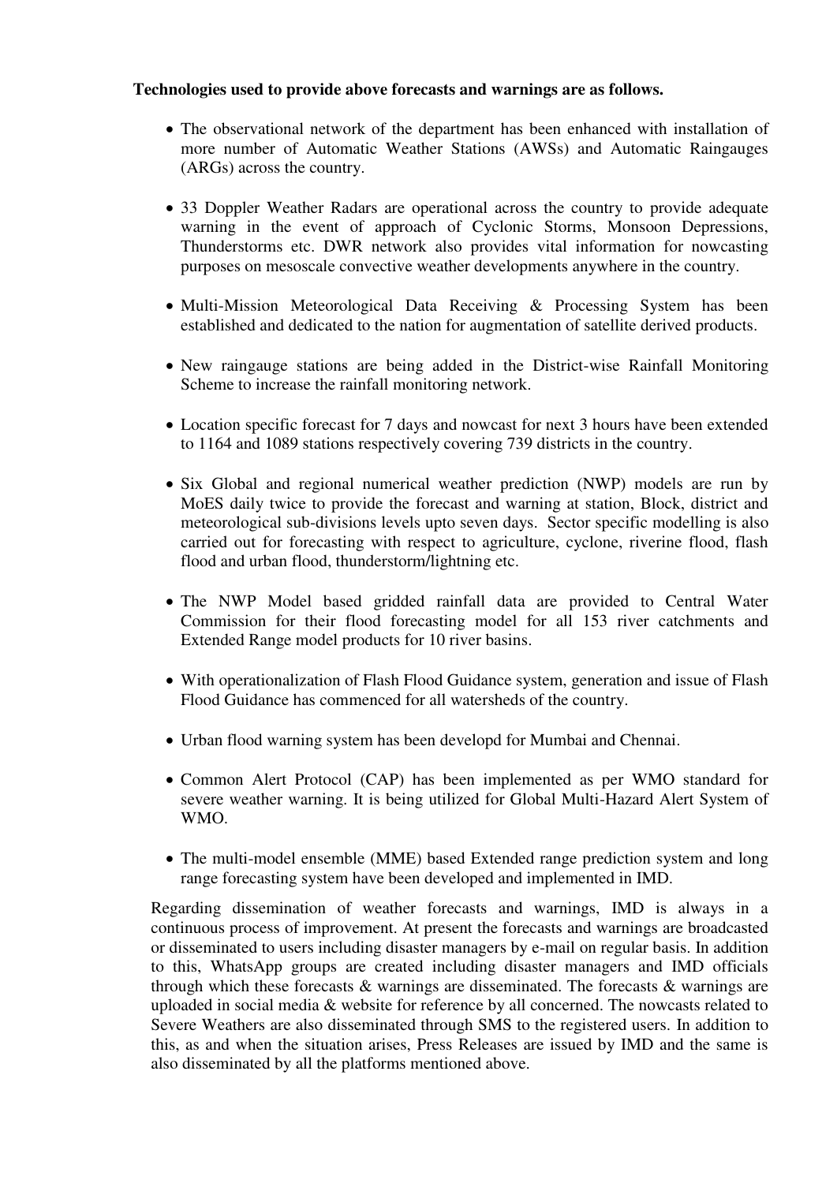**Technologies used to provide above forecasts and warnings are as follows.**

- The observational network of the department has been enhanced with installation of more number of Automatic Weather Stations (AWSs) and Automatic Raingauges (ARGs) across the country.

- 33 Doppler Weather Radars are operational across the country to provide adequate warning in the event of approach of Cyclonic Storms, Monsoon Depressions, Thunderstorms etc. DWR network also provides vital information for nowcasting purposes on mesoscale convective weather developments anywhere in the country.

- Multi-Mission Meteorological Data Receiving & Processing System has been established and dedicated to the nation for augmentation of satellite derived products.

- New raingauge stations are being added in the District-wise Rainfall Monitoring Scheme to increase the rainfall monitoring network.

- Location specific forecast for 7 days and nowcast for next 3 hours have been extended to 1164 and 1089 stations respectively covering 739 districts in the country.

- Six Global and regional numerical weather prediction (NWP) models are run by MoES daily twice to provide the forecast and warning at station, Block, district and meteorological sub-divisions levels upto seven days. Sector specific modelling is also carried out for forecasting with respect to agriculture, cyclone, riverine flood, flash flood and urban flood, thunderstorm/lightning etc.

- The NWP Model based gridded rainfall data are provided to Central Water Commission for their flood forecasting model for all 153 river catchments and Extended Range model products for 10 river basins.

- With operationalization of Flash Flood Guidance system, generation and issue of Flash Flood Guidance has commenced for all watersheds of the country.

- Urban flood warning system has been developd for Mumbai and Chennai.

- Common Alert Protocol (CAP) has been implemented as per WMO standard for severe weather warning. It is being utilized for Global Multi-Hazard Alert System of WMO.

- The multi-model ensemble (MME) based Extended range prediction system and long range forecasting system have been developed and implemented in IMD.

Regarding dissemination of weather forecasts and warnings, IMD is always in a continuous process of improvement. At present the forecasts and warnings are broadcasted or disseminated to users including disaster managers by e-mail on regular basis. In addition to this, WhatsApp groups are created including disaster managers and IMD officials through which these forecasts & warnings are disseminated. The forecasts & warnings are uploaded in social media & website for reference by all concerned. The nowcasts related to Severe Weathers are also disseminated through SMS to the registered users. In addition to this, as and when the situation arises, Press Releases are issued by IMD and the same is also disseminated by all the platforms mentioned above.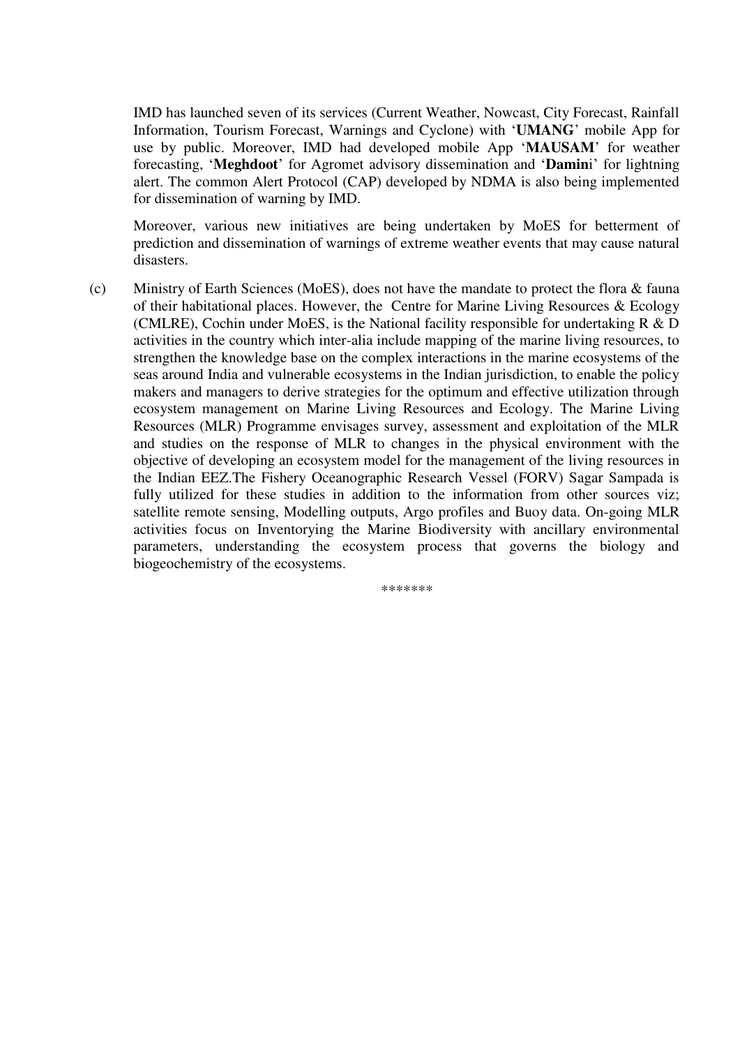IMD has launched seven of its services (Current Weather, Nowcast, City Forecast, Rainfall Information, Tourism Forecast, Warnings and Cyclone) with '**UMANG**' mobile App for use by public. Moreover, IMD had developed mobile App '**MAUSAM**' for weather forecasting, '**Meghdoot**' for Agromet advisory dissemination and '**Damin**i' for lightning alert. The common Alert Protocol (CAP) developed by NDMA is also being implemented for dissemination of warning by IMD.

Moreover, various new initiatives are being undertaken by MoES for betterment of prediction and dissemination of warnings of extreme weather events that may cause natural disasters.

(c) Ministry of Earth Sciences (MoES), does not have the mandate to protect the flora & fauna of their habitational places. However, the Centre for Marine Living Resources & Ecology (CMLRE), Cochin under MoES, is the National facility responsible for undertaking R & D activities in the country which inter-alia include mapping of the marine living resources, to strengthen the knowledge base on the complex interactions in the marine ecosystems of the seas around India and vulnerable ecosystems in the Indian jurisdiction, to enable the policy makers and managers to derive strategies for the optimum and effective utilization through ecosystem management on Marine Living Resources and Ecology. The Marine Living Resources (MLR) Programme envisages survey, assessment and exploitation of the MLR and studies on the response of MLR to changes in the physical environment with the objective of developing an ecosystem model for the management of the living resources in the Indian EEZ.The Fishery Oceanographic Research Vessel (FORV) Sagar Sampada is fully utilized for these studies in addition to the information from other sources viz; satellite remote sensing, Modelling outputs, Argo profiles and Buoy data. On-going MLR activities focus on Inventorying the Marine Biodiversity with ancillary environmental parameters, understanding the ecosystem process that governs the biology and biogeochemistry of the ecosystems.

*******